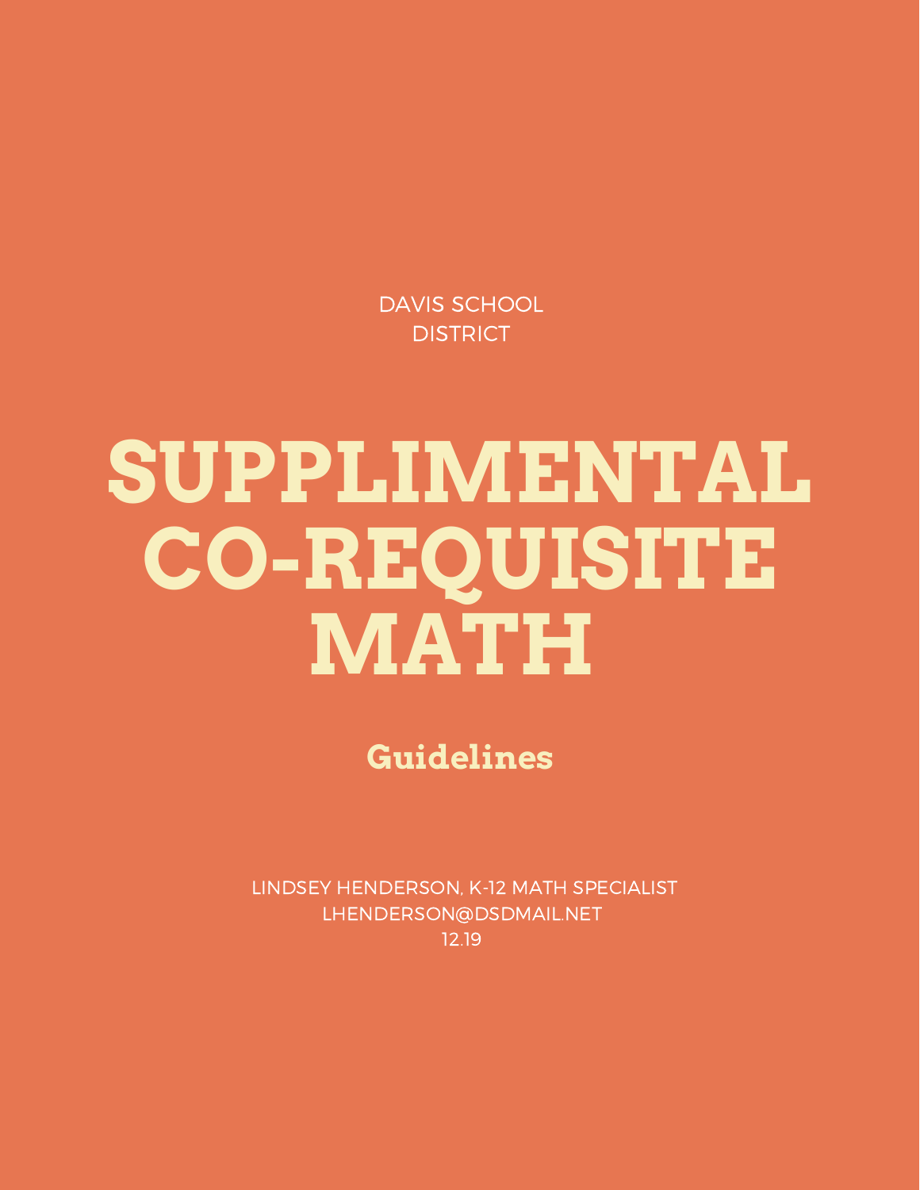DAVIS SCHOOL DISTRICT

# SUPPLIMENTAL CO-REQUISITE MATH

## Guidelines

LINDSEY HENDERSON, K-12 MATH SPECIALIST
LHENDERSON@DSDMAIL.NET
12.19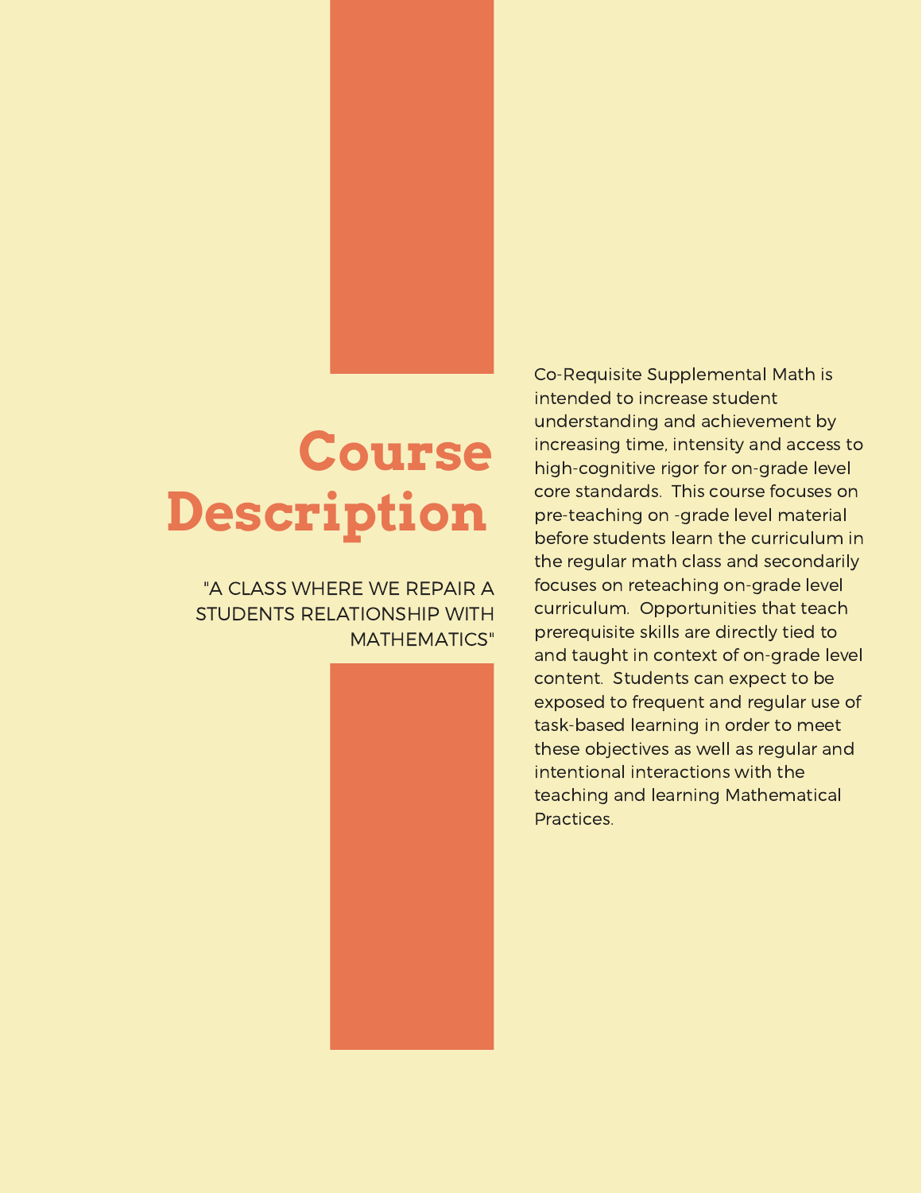# Course Description

"A CLASS WHERE WE REPAIR A STUDENTS RELATIONSHIP WITH MATHEMATICS"

Co-Requisite Supplemental Math is intended to increase student understanding and achievement by increasing time, intensity and access to high-cognitive rigor for on-grade level core standards. This course focuses on pre-teaching on -grade level material before students learn the curriculum in the regular math class and secondarily focuses on reteaching on-grade level curriculum. Opportunities that teach prerequisite skills are directly tied to and taught in context of on-grade level content. Students can expect to be exposed to frequent and regular use of task-based learning in order to meet these objectives as well as regular and intentional interactions with the teaching and learning Mathematical Practices.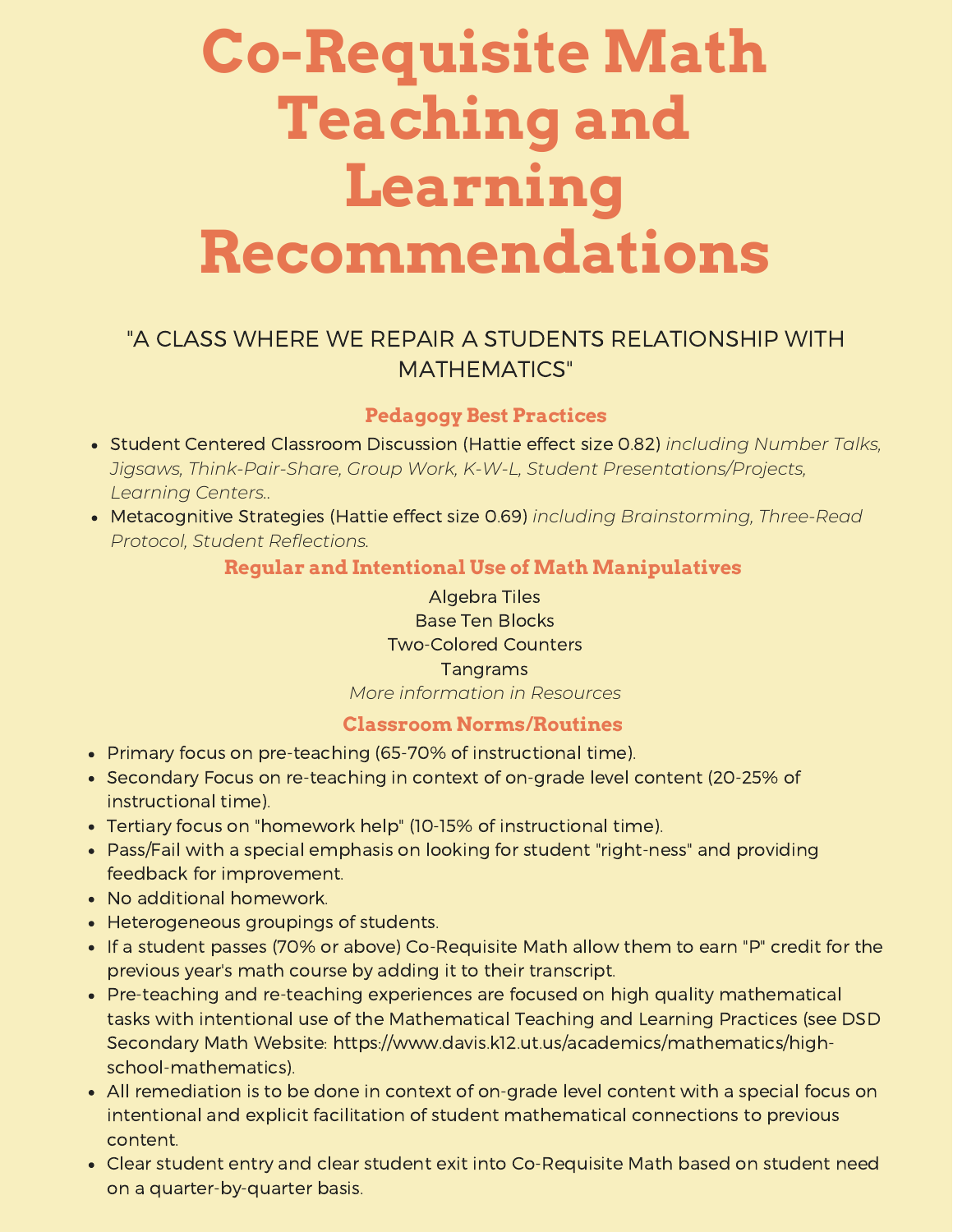# Co-Requisite Math Teaching and Learning Recommendations

"A CLASS WHERE WE REPAIR A STUDENTS RELATIONSHIP WITH MATHEMATICS"

## Pedagogy Best Practices

- Student Centered Classroom Discussion (Hattie effect size 0.82) *including Number Talks, Jigsaws, Think-Pair-Share, Group Work, K-W-L, Student Presentations/Projects, Learning Centers..*
- Metacognitive Strategies (Hattie effect size 0.69) *including Brainstorming, Three-Read Protocol, Student Reflections.*

## Regular and Intentional Use of Math Manipulatives

Algebra Tiles
Base Ten Blocks
Two-Colored Counters
Tangrams
*More information in Resources*

## Classroom Norms/Routines

- Primary focus on pre-teaching (65-70% of instructional time).
- Secondary Focus on re-teaching in context of on-grade level content (20-25% of instructional time).
- Tertiary focus on "homework help" (10-15% of instructional time).
- Pass/Fail with a special emphasis on looking for student "right-ness" and providing feedback for improvement.
- No additional homework.
- Heterogeneous groupings of students.
- If a student passes (70% or above) Co-Requisite Math allow them to earn "P" credit for the previous year's math course by adding it to their transcript.
- Pre-teaching and re-teaching experiences are focused on high quality mathematical tasks with intentional use of the Mathematical Teaching and Learning Practices (see DSD Secondary Math Website: https://www.davis.k12.ut.us/academics/mathematics/high-school-mathematics).
- All remediation is to be done in context of on-grade level content with a special focus on intentional and explicit facilitation of student mathematical connections to previous content.
- Clear student entry and clear student exit into Co-Requisite Math based on student need on a quarter-by-quarter basis.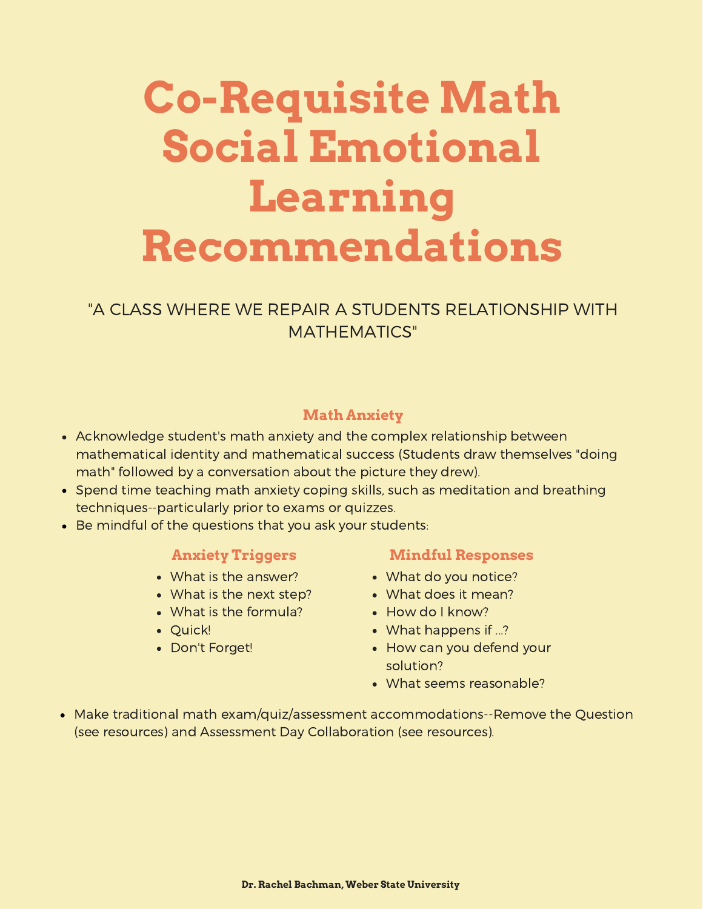# Co-Requisite Math Social Emotional Learning Recommendations

"A CLASS WHERE WE REPAIR A STUDENTS RELATIONSHIP WITH MATHEMATICS"

### Math Anxiety

- Acknowledge student's math anxiety and the complex relationship between mathematical identity and mathematical success (Students draw themselves "doing math" followed by a conversation about the picture they drew).
- Spend time teaching math anxiety coping skills, such as meditation and breathing techniques--particularly prior to exams or quizzes.
- Be mindful of the questions that you ask your students:

#### Anxiety Triggers

- What is the answer?
- What is the next step?
- What is the formula?
- Quick!
- Don't Forget!

#### Mindful Responses

- What do you notice?
- What does it mean?
- How do I know?
- What happens if ...?
- How can you defend your solution?
- What seems reasonable?

- Make traditional math exam/quiz/assessment accommodations--Remove the Question (see resources) and Assessment Day Collaboration (see resources).

**Dr. Rachel Bachman, Weber State University**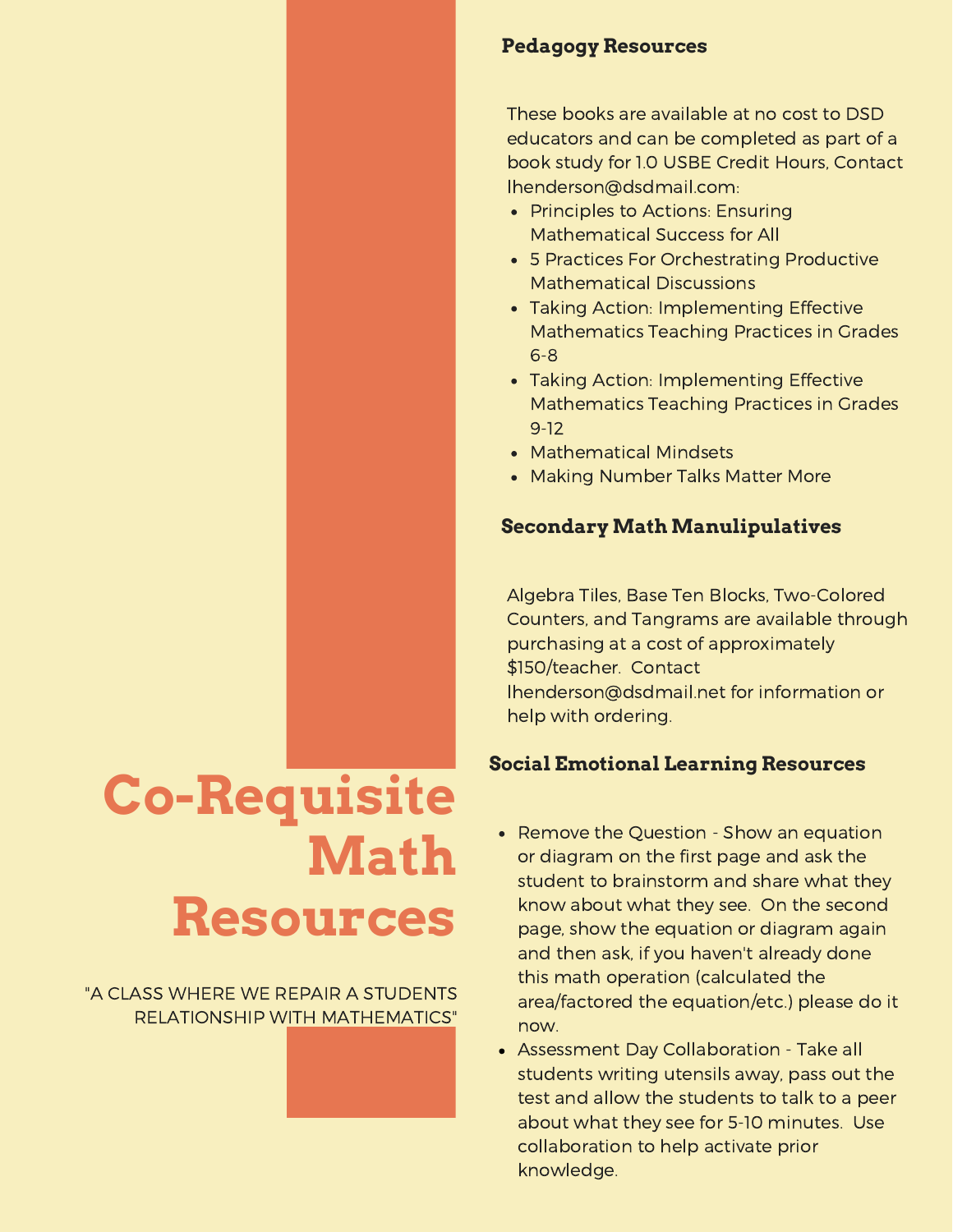# Co-Requisite Math Resources

"A CLASS WHERE WE REPAIR A STUDENTS RELATIONSHIP WITH MATHEMATICS"

### Pedagogy Resources

These books are available at no cost to DSD educators and can be completed as part of a book study for 1.0 USBE Credit Hours, Contact lhenderson@dsdmail.com:

- Principles to Actions: Ensuring Mathematical Success for All
- 5 Practices For Orchestrating Productive Mathematical Discussions
- Taking Action: Implementing Effective Mathematics Teaching Practices in Grades 6-8
- Taking Action: Implementing Effective Mathematics Teaching Practices in Grades 9-12
- Mathematical Mindsets
- Making Number Talks Matter More

### Secondary Math Manulipulatives

Algebra Tiles, Base Ten Blocks, Two-Colored Counters, and Tangrams are available through purchasing at a cost of approximately $150/teacher.  Contact lhenderson@dsdmail.net for information or help with ordering.

### Social Emotional Learning Resources

- Remove the Question - Show an equation or diagram on the first page and ask the student to brainstorm and share what they know about what they see.  On the second page, show the equation or diagram again and then ask, if you haven't already done this math operation (calculated the area/factored the equation/etc.) please do it now.
- Assessment Day Collaboration - Take all students writing utensils away, pass out the test and allow the students to talk to a peer about what they see for 5-10 minutes.  Use collaboration to help activate prior knowledge.